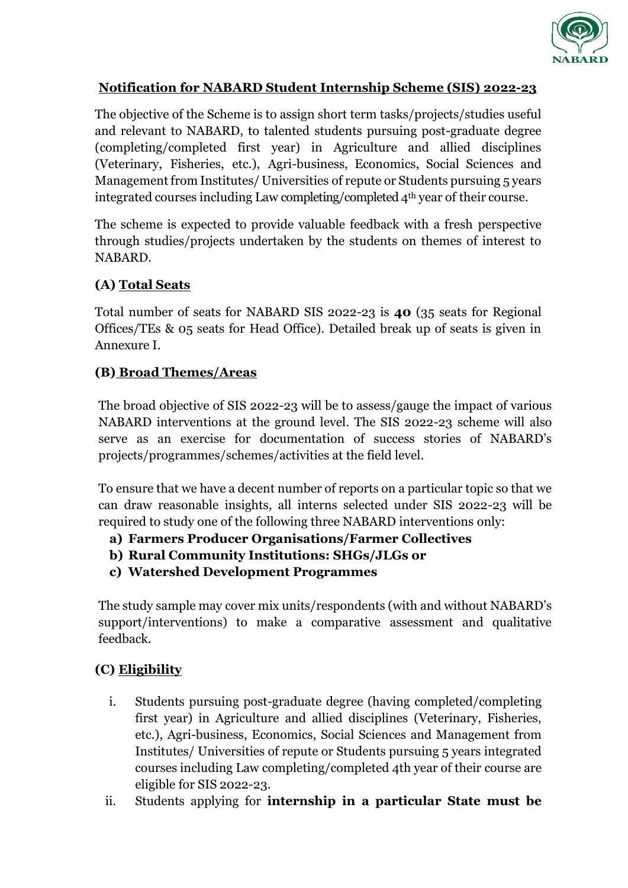## Notification for NABARD Student Internship Scheme (SIS) 2022-23

The objective of the Scheme is to assign short term tasks/projects/studies useful and relevant to NABARD, to talented students pursuing post-graduate degree (completing/completed first year) in Agriculture and allied disciplines (Veterinary, Fisheries, etc.), Agri-business, Economics, Social Sciences and Management from Institutes/ Universities of repute or Students pursuing 5 years integrated courses including Law completing/completed 4th year of their course.

The scheme is expected to provide valuable feedback with a fresh perspective through studies/projects undertaken by the students on themes of interest to NABARD.

### (A) Total Seats

Total number of seats for NABARD SIS 2022-23 is **40** (35 seats for Regional Offices/TEs & 05 seats for Head Office). Detailed break up of seats is given in Annexure I.

### (B) Broad Themes/Areas

The broad objective of SIS 2022-23 will be to assess/gauge the impact of various NABARD interventions at the ground level. The SIS 2022-23 scheme will also serve as an exercise for documentation of success stories of NABARD's projects/programmes/schemes/activities at the field level.

To ensure that we have a decent number of reports on a particular topic so that we can draw reasonable insights, all interns selected under SIS 2022-23 will be required to study one of the following three NABARD interventions only:

a) **Farmers Producer Organisations/Farmer Collectives**
b) **Rural Community Institutions: SHGs/JLGs or**
c) **Watershed Development Programmes**

The study sample may cover mix units/respondents (with and without NABARD's support/interventions) to make a comparative assessment and qualitative feedback.

### (C) Eligibility

i. Students pursuing post-graduate degree (having completed/completing first year) in Agriculture and allied disciplines (Veterinary, Fisheries, etc.), Agri-business, Economics, Social Sciences and Management from Institutes/ Universities of repute or Students pursuing 5 years integrated courses including Law completing/completed 4th year of their course are eligible for SIS 2022-23.

ii. Students applying for **internship in a particular State must be**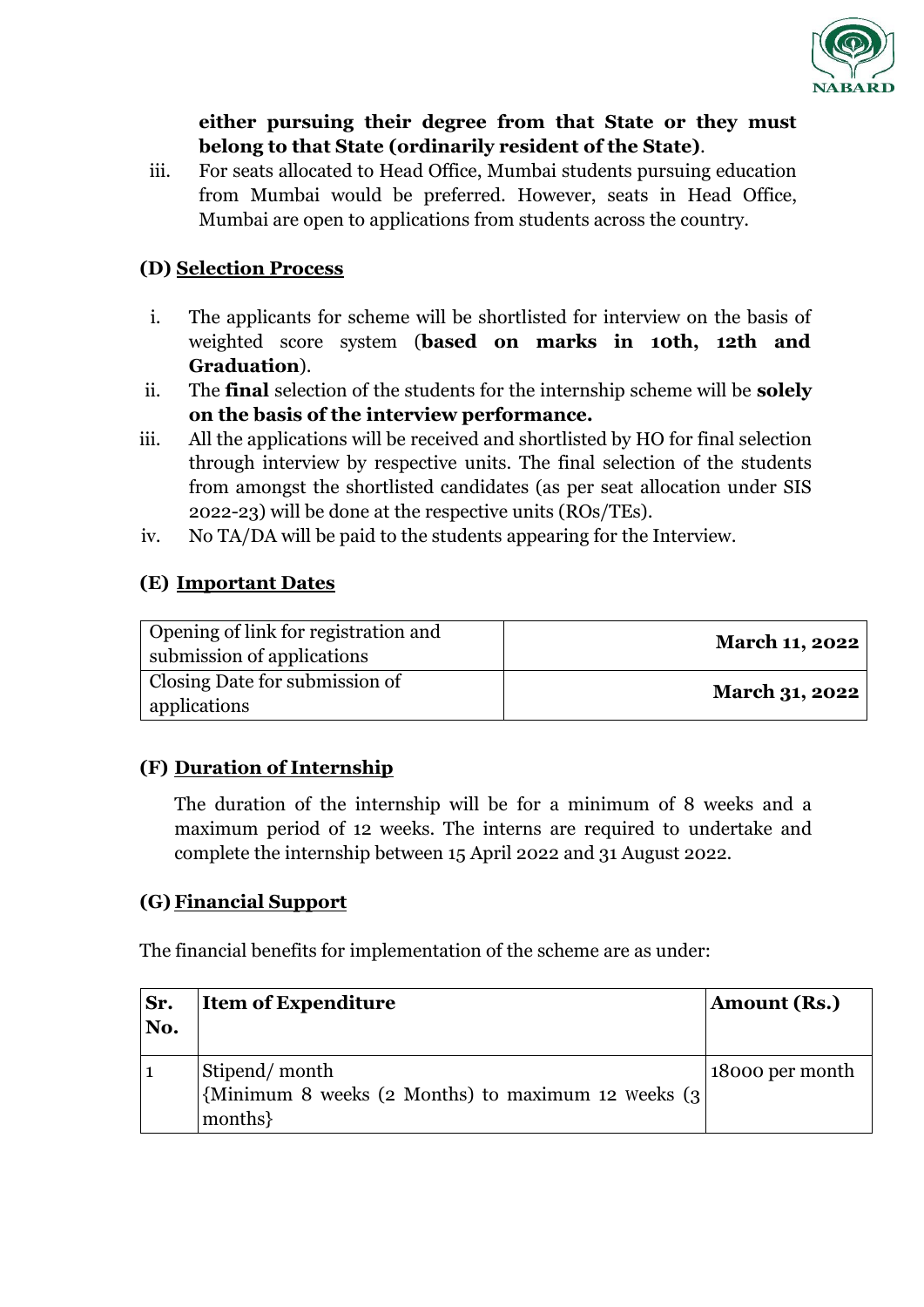**either pursuing their degree from that State or they must belong to that State (ordinarily resident of the State)**.

iii. For seats allocated to Head Office, Mumbai students pursuing education from Mumbai would be preferred. However, seats in Head Office, Mumbai are open to applications from students across the country.

### (D) Selection Process

i. The applicants for scheme will be shortlisted for interview on the basis of weighted score system (**based on marks in 10th, 12th and Graduation**).

ii. The **final** selection of the students for the internship scheme will be **solely on the basis of the interview performance.**

iii. All the applications will be received and shortlisted by HO for final selection through interview by respective units. The final selection of the students from amongst the shortlisted candidates (as per seat allocation under SIS 2022-23) will be done at the respective units (ROs/TEs).

iv. No TA/DA will be paid to the students appearing for the Interview.

### (E) Important Dates

| | |
|---|---|
| Opening of link for registration and submission of applications | **March 11, 2022** |
| Closing Date for submission of applications | **March 31, 2022** |

### (F) Duration of Internship

The duration of the internship will be for a minimum of 8 weeks and a maximum period of 12 weeks. The interns are required to undertake and complete the internship between 15 April 2022 and 31 August 2022.

### (G) Financial Support

The financial benefits for implementation of the scheme are as under:

| Sr. No. | Item of Expenditure | Amount (Rs.) |
|---|---|---|
| 1 | Stipend/ month {Minimum 8 weeks (2 Months) to maximum 12 weeks (3 months} | 18000 per month |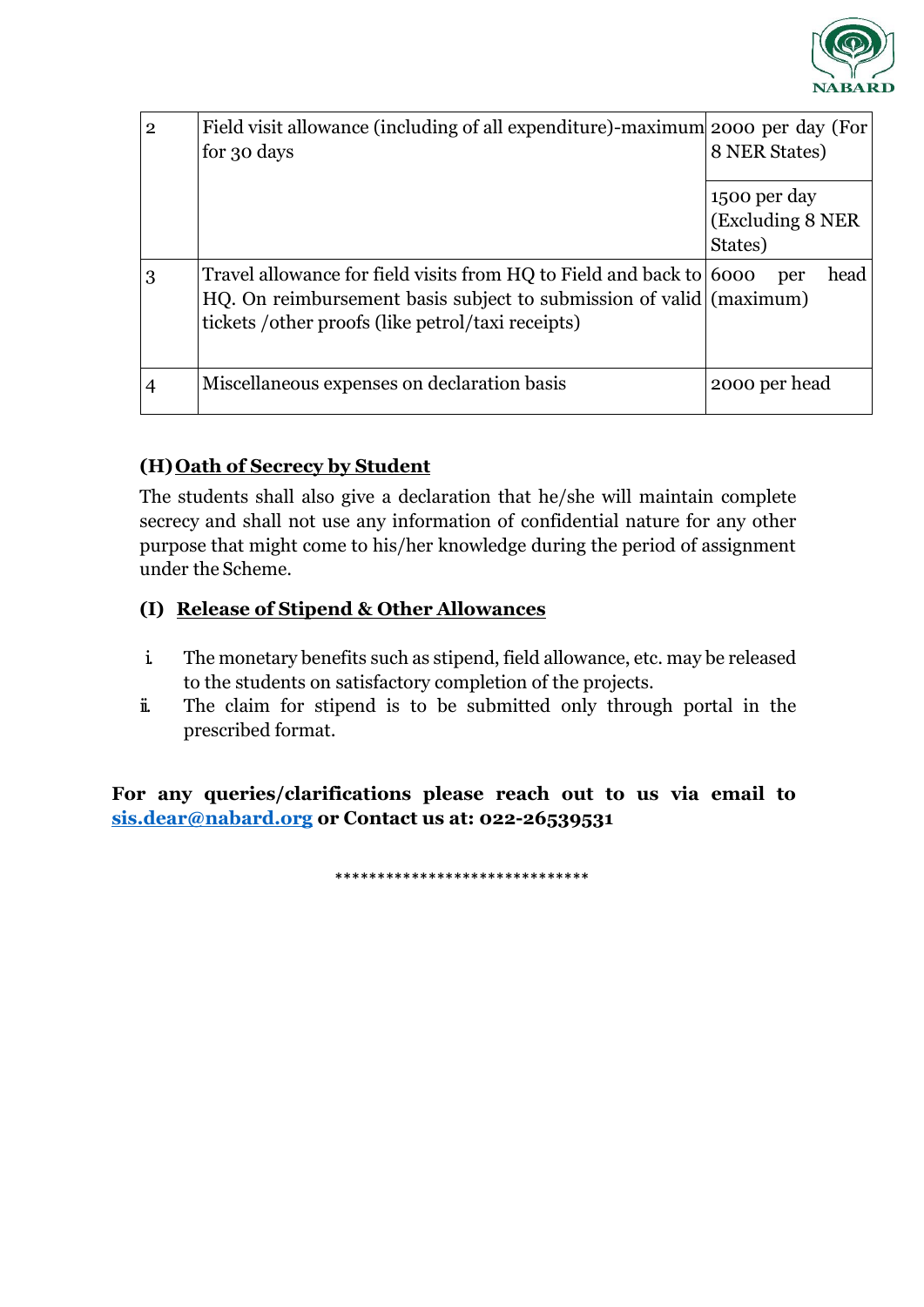| | | |
|---|---|---|
| 2 | Field visit allowance (including of all expenditure)-maximum for 30 days | 2000 per day (For 8 NER States) |
| | | 1500 per day (Excluding 8 NER States) |
| 3 | Travel allowance for field visits from HQ to Field and back to HQ. On reimbursement basis subject to submission of valid tickets /other proofs (like petrol/taxi receipts) | 6000 per head (maximum) |
| 4 | Miscellaneous expenses on declaration basis | 2000 per head |

### (H) Oath of Secrecy by Student

The students shall also give a declaration that he/she will maintain complete secrecy and shall not use any information of confidential nature for any other purpose that might come to his/her knowledge during the period of assignment under the Scheme.

### (I) Release of Stipend & Other Allowances

i. The monetary benefits such as stipend, field allowance, etc. may be released to the students on satisfactory completion of the projects.
ii. The claim for stipend is to be submitted only through portal in the prescribed format.

**For any queries/clarifications please reach out to us via email to sis.dear@nabard.org or Contact us at: 022-26539531**

******************************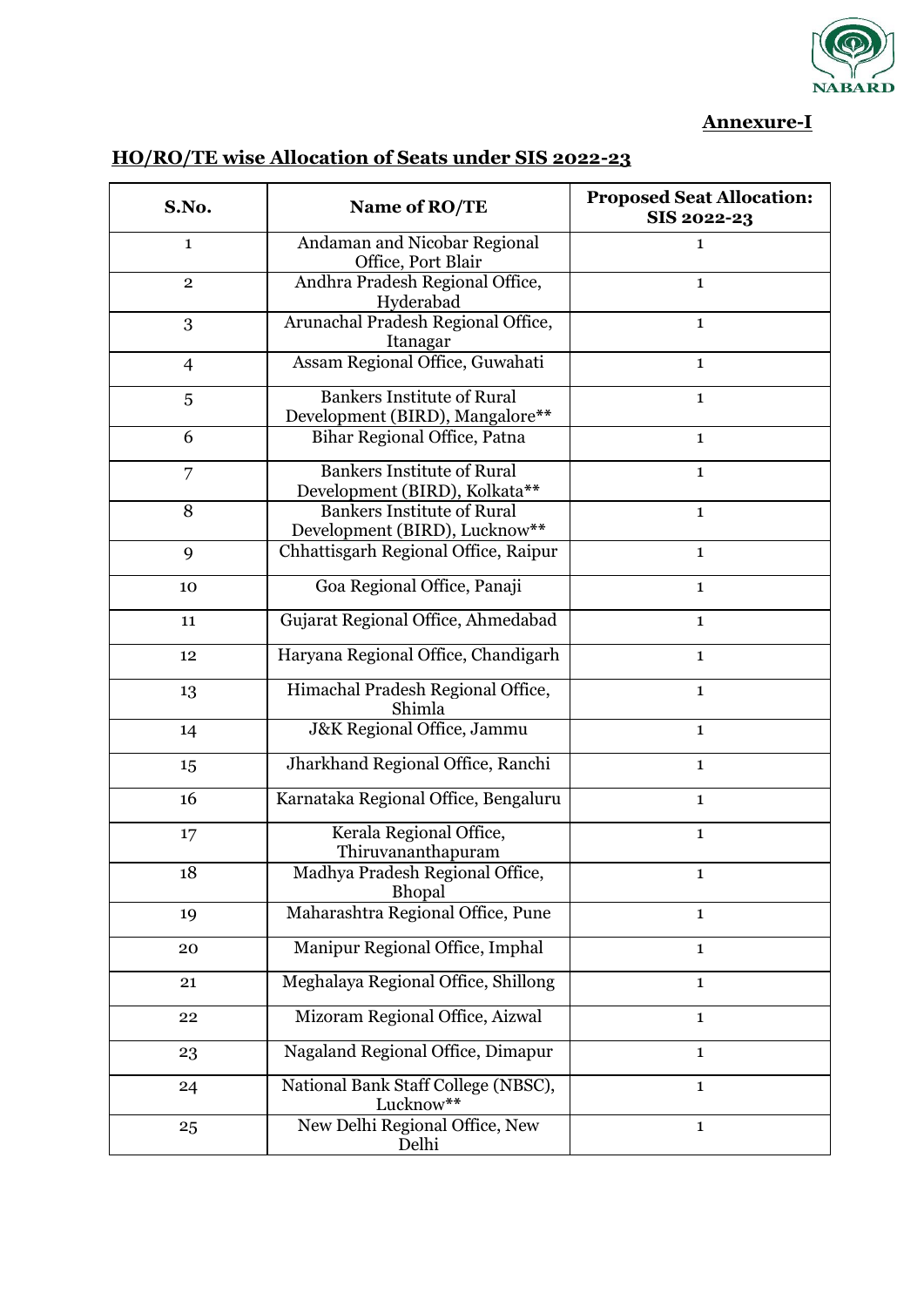**Annexure-I**

## HO/RO/TE wise Allocation of Seats under SIS 2022-23

| S.No. | Name of RO/TE | Proposed Seat Allocation: SIS 2022-23 |
|---|---|---|
| 1 | Andaman and Nicobar Regional Office, Port Blair | 1 |
| 2 | Andhra Pradesh Regional Office, Hyderabad | 1 |
| 3 | Arunachal Pradesh Regional Office, Itanagar | 1 |
| 4 | Assam Regional Office, Guwahati | 1 |
| 5 | Bankers Institute of Rural Development (BIRD), Mangalore** | 1 |
| 6 | Bihar Regional Office, Patna | 1 |
| 7 | Bankers Institute of Rural Development (BIRD), Kolkata** | 1 |
| 8 | Bankers Institute of Rural Development (BIRD), Lucknow** | 1 |
| 9 | Chhattisgarh Regional Office, Raipur | 1 |
| 10 | Goa Regional Office, Panaji | 1 |
| 11 | Gujarat Regional Office, Ahmedabad | 1 |
| 12 | Haryana Regional Office, Chandigarh | 1 |
| 13 | Himachal Pradesh Regional Office, Shimla | 1 |
| 14 | J&K Regional Office, Jammu | 1 |
| 15 | Jharkhand Regional Office, Ranchi | 1 |
| 16 | Karnataka Regional Office, Bengaluru | 1 |
| 17 | Kerala Regional Office, Thiruvananthapuram | 1 |
| 18 | Madhya Pradesh Regional Office, Bhopal | 1 |
| 19 | Maharashtra Regional Office, Pune | 1 |
| 20 | Manipur Regional Office, Imphal | 1 |
| 21 | Meghalaya Regional Office, Shillong | 1 |
| 22 | Mizoram Regional Office, Aizwal | 1 |
| 23 | Nagaland Regional Office, Dimapur | 1 |
| 24 | National Bank Staff College (NBSC), Lucknow** | 1 |
| 25 | New Delhi Regional Office, New Delhi | 1 |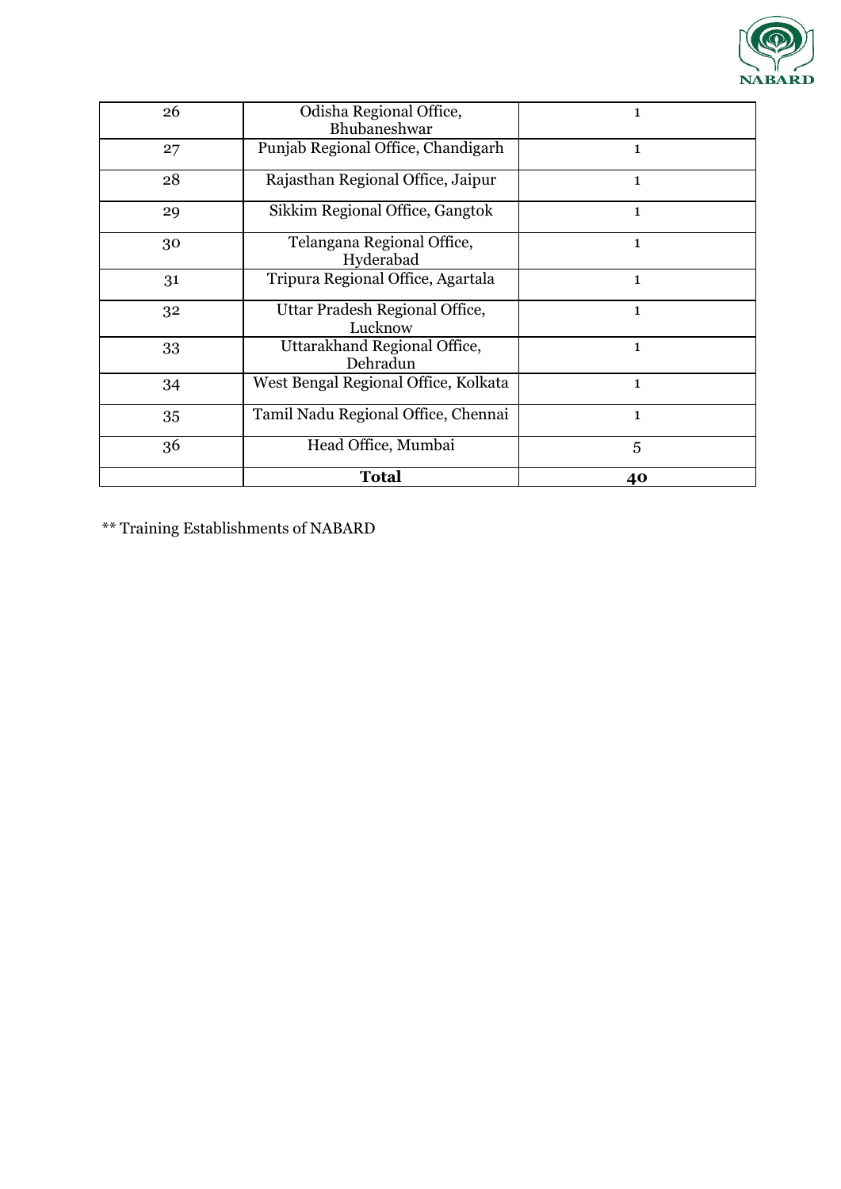| | | |
|---|---|---|
| 26 | Odisha Regional Office, Bhubaneshwar | 1 |
| 27 | Punjab Regional Office, Chandigarh | 1 |
| 28 | Rajasthan Regional Office, Jaipur | 1 |
| 29 | Sikkim Regional Office, Gangtok | 1 |
| 30 | Telangana Regional Office, Hyderabad | 1 |
| 31 | Tripura Regional Office, Agartala | 1 |
| 32 | Uttar Pradesh Regional Office, Lucknow | 1 |
| 33 | Uttarakhand Regional Office, Dehradun | 1 |
| 34 | West Bengal Regional Office, Kolkata | 1 |
| 35 | Tamil Nadu Regional Office, Chennai | 1 |
| 36 | Head Office, Mumbai | 5 |
| | **Total** | **40** |

** Training Establishments of NABARD